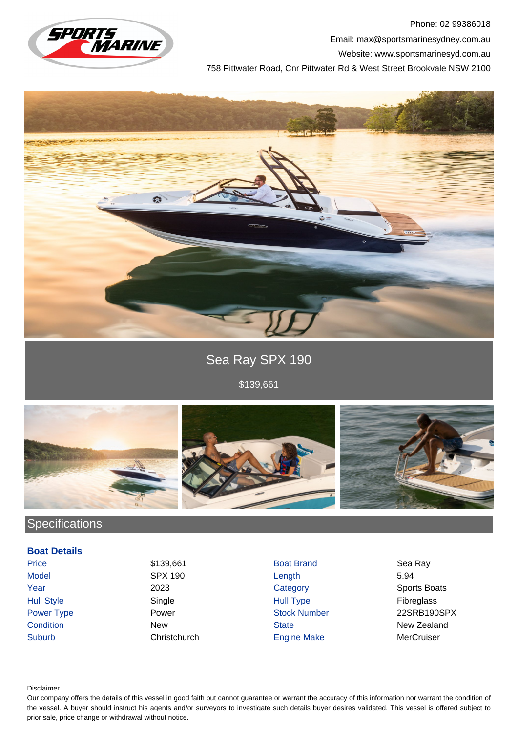Phone: 02 99386018

Email: max@sportsmarinesydney.com.au

Website: www.sportsmarinesyd.com.au

758 Pittwater Road, Cnr Pittwater Rd & West Street Brookvale NSW 2100

# Sea Ray SPX 190

$139,661

## Specifications

### Boat Details

| | | | |
|---|---|---|---|
| Price | $139,661 | Boat Brand | Sea Ray |
| Model | SPX 190 | Length | 5.94 |
| Year | 2023 | Category | Sports Boats |
| Hull Style | Single | Hull Type | Fibreglass |
| Power Type | Power | Stock Number | 22SRB190SPX |
| Condition | New | State | New Zealand |
| Suburb | Christchurch | Engine Make | MerCruiser |

Disclaimer

Our company offers the details of this vessel in good faith but cannot guarantee or warrant the accuracy of this information nor warrant the condition of the vessel. A buyer should instruct his agents and/or surveyors to investigate such details buyer desires validated. This vessel is offered subject to prior sale, price change or withdrawal without notice.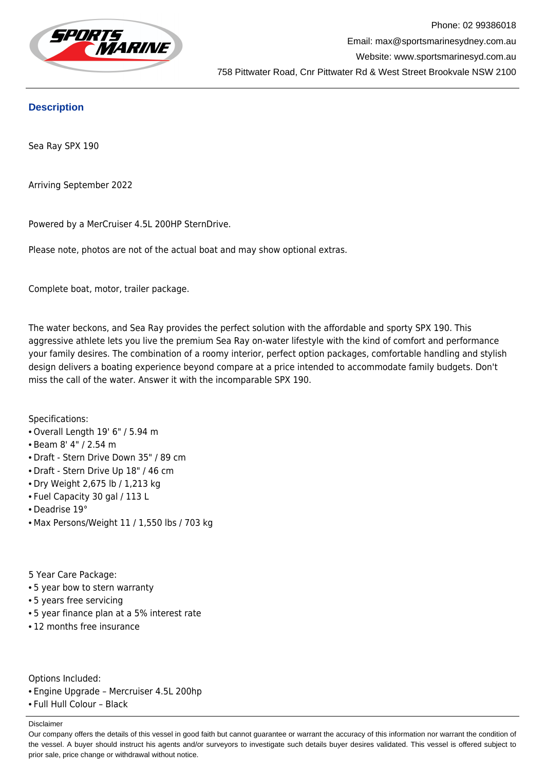Phone: 02 99386018

Email: max@sportsmarinesydney.com.au

Website: www.sportsmarinesyd.com.au

758 Pittwater Road, Cnr Pittwater Rd & West Street Brookvale NSW 2100

## Description

Sea Ray SPX 190

Arriving September 2022

Powered by a MerCruiser 4.5L 200HP SternDrive.

Please note, photos are not of the actual boat and may show optional extras.

Complete boat, motor, trailer package.

The water beckons, and Sea Ray provides the perfect solution with the affordable and sporty SPX 190. This aggressive athlete lets you live the premium Sea Ray on-water lifestyle with the kind of comfort and performance your family desires. The combination of a roomy interior, perfect option packages, comfortable handling and stylish design delivers a boating experience beyond compare at a price intended to accommodate family budgets. Don't miss the call of the water. Answer it with the incomparable SPX 190.

Specifications:

- Overall Length 19' 6" / 5.94 m
- Beam 8' 4" / 2.54 m
- Draft - Stern Drive Down 35" / 89 cm
- Draft - Stern Drive Up 18" / 46 cm
- Dry Weight 2,675 lb / 1,213 kg
- Fuel Capacity 30 gal / 113 L
- Deadrise 19°
- Max Persons/Weight 11 / 1,550 lbs / 703 kg

5 Year Care Package:

- 5 year bow to stern warranty
- 5 years free servicing
- 5 year finance plan at a 5% interest rate
- 12 months free insurance

Options Included:

- Engine Upgrade – Mercruiser 4.5L 200hp
- Full Hull Colour – Black

Disclaimer

Our company offers the details of this vessel in good faith but cannot guarantee or warrant the accuracy of this information nor warrant the condition of the vessel. A buyer should instruct his agents and/or surveyors to investigate such details buyer desires validated. This vessel is offered subject to prior sale, price change or withdrawal without notice.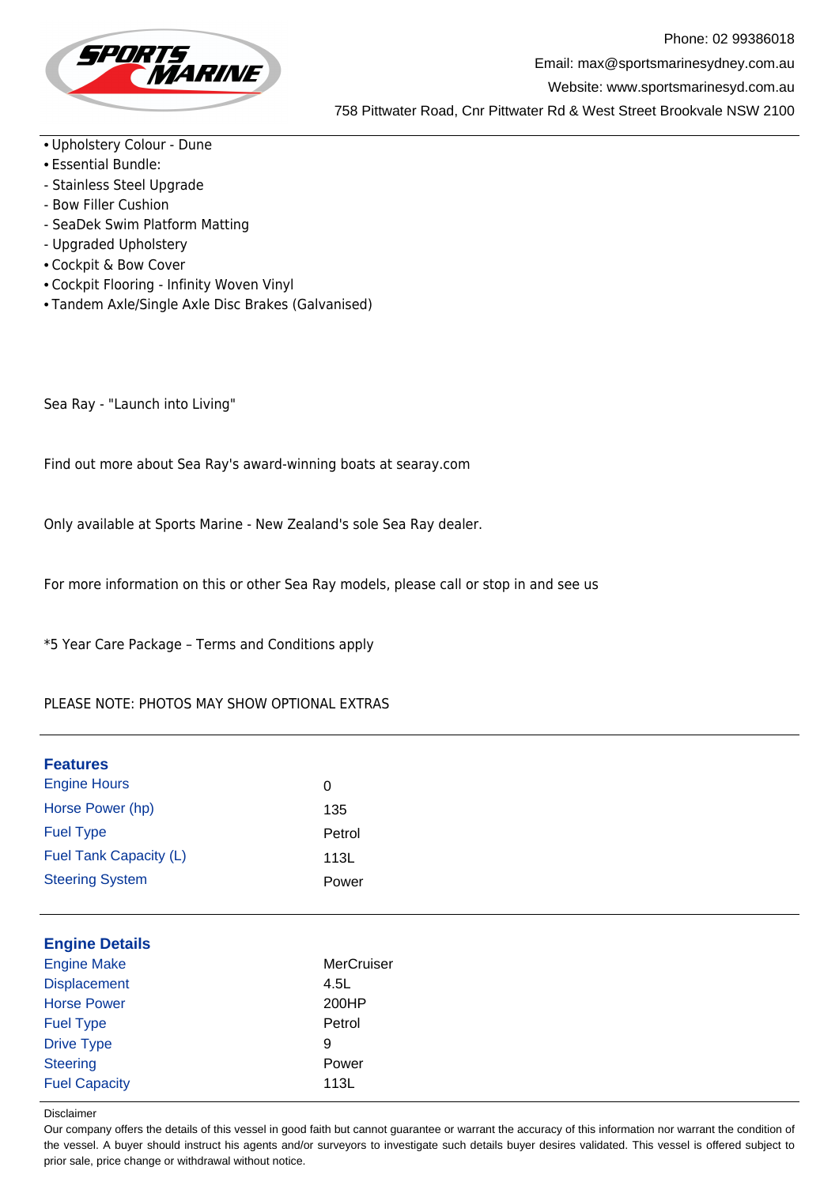Phone: 02 99386018

Email: max@sportsmarinesydney.com.au

Website: www.sportsmarinesyd.com.au

758 Pittwater Road, Cnr Pittwater Rd & West Street Brookvale NSW 2100

- Upholstery Colour - Dune
- Essential Bundle:
- Stainless Steel Upgrade
- Bow Filler Cushion
- SeaDek Swim Platform Matting
- Upgraded Upholstery
- Cockpit & Bow Cover
- Cockpit Flooring - Infinity Woven Vinyl
- Tandem Axle/Single Axle Disc Brakes (Galvanised)

Sea Ray - "Launch into Living"

Find out more about Sea Ray's award-winning boats at searay.com

Only available at Sports Marine - New Zealand's sole Sea Ray dealer.

For more information on this or other Sea Ray models, please call or stop in and see us

*5 Year Care Package – Terms and Conditions apply

PLEASE NOTE: PHOTOS MAY SHOW OPTIONAL EXTRAS

## Features

| | |
|---|---|
| Engine Hours | 0 |
| Horse Power (hp) | 135 |
| Fuel Type | Petrol |
| Fuel Tank Capacity (L) | 113L |
| Steering System | Power |

## Engine Details

| | |
|---|---|
| Engine Make | MerCruiser |
| Displacement | 4.5L |
| Horse Power | 200HP |
| Fuel Type | Petrol |
| Drive Type | 9 |
| Steering | Power |
| Fuel Capacity | 113L |

Disclaimer

Our company offers the details of this vessel in good faith but cannot guarantee or warrant the accuracy of this information nor warrant the condition of the vessel. A buyer should instruct his agents and/or surveyors to investigate such details buyer desires validated. This vessel is offered subject to prior sale, price change or withdrawal without notice.